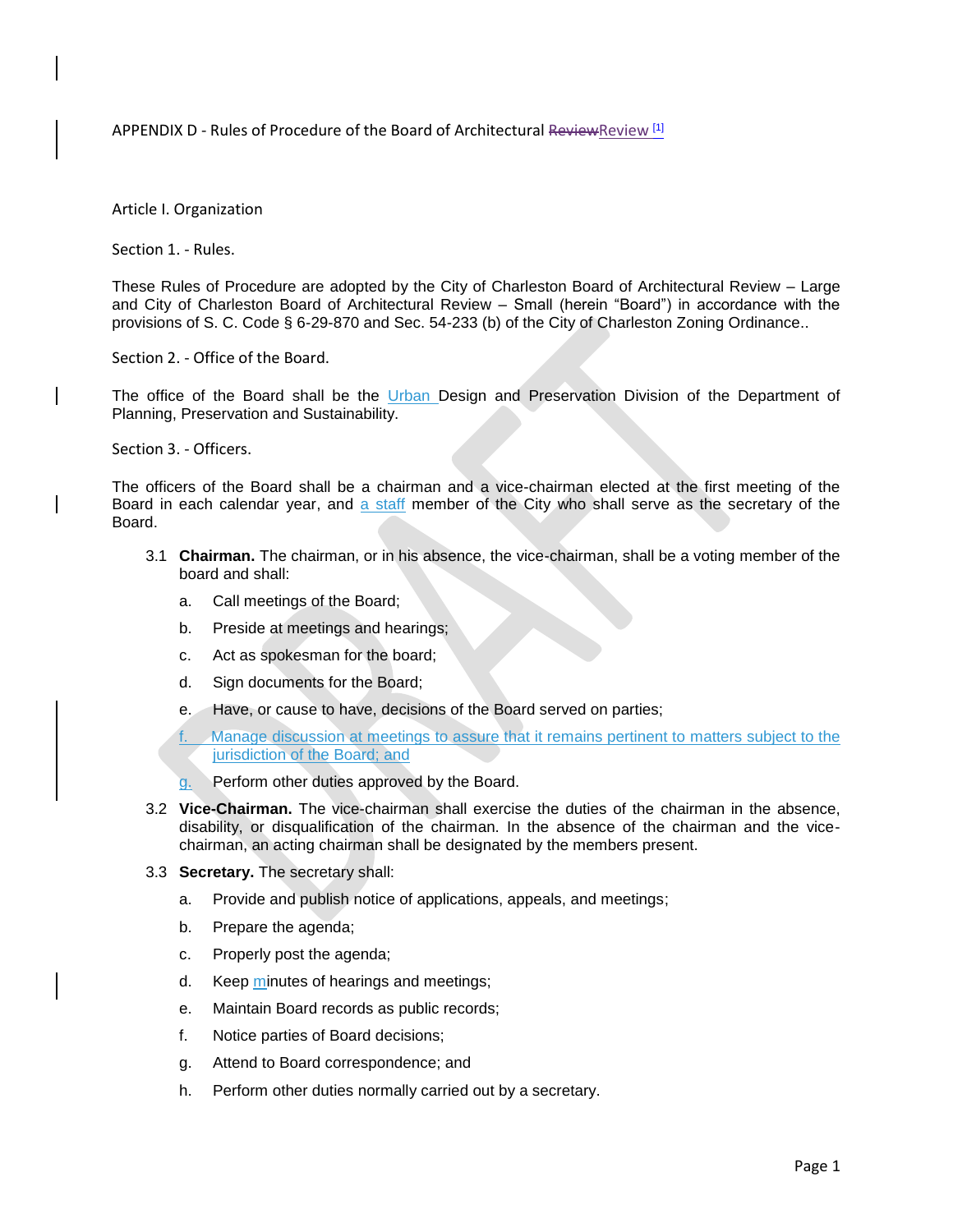APPENDIX D - Rules of Procedure of the Board of Architectural ~~Review~~Review [1]

Article I. Organization

Section 1. - Rules.

These Rules of Procedure are adopted by the City of Charleston Board of Architectural Review – Large and City of Charleston Board of Architectural Review – Small (herein "Board") in accordance with the provisions of S. C. Code § 6-29-870 and Sec. 54-233 (b) of the City of Charleston Zoning Ordinance..

Section 2. - Office of the Board.

The office of the Board shall be the Urban Design and Preservation Division of the Department of Planning, Preservation and Sustainability.

Section 3. - Officers.

The officers of the Board shall be a chairman and a vice-chairman elected at the first meeting of the Board in each calendar year, and a staff member of the City who shall serve as the secretary of the Board.

3.1 **Chairman.** The chairman, or in his absence, the vice-chairman, shall be a voting member of the board and shall:

a. Call meetings of the Board;

b. Preside at meetings and hearings;

c. Act as spokesman for the board;

d. Sign documents for the Board;

e. Have, or cause to have, decisions of the Board served on parties;

f. Manage discussion at meetings to assure that it remains pertinent to matters subject to the jurisdiction of the Board; and

g. Perform other duties approved by the Board.

3.2 **Vice-Chairman.** The vice-chairman shall exercise the duties of the chairman in the absence, disability, or disqualification of the chairman. In the absence of the chairman and the vice-chairman, an acting chairman shall be designated by the members present.

3.3 **Secretary.** The secretary shall:

a. Provide and publish notice of applications, appeals, and meetings;

b. Prepare the agenda;

c. Properly post the agenda;

d. Keep minutes of hearings and meetings;

e. Maintain Board records as public records;

f. Notice parties of Board decisions;

g. Attend to Board correspondence; and

h. Perform other duties normally carried out by a secretary.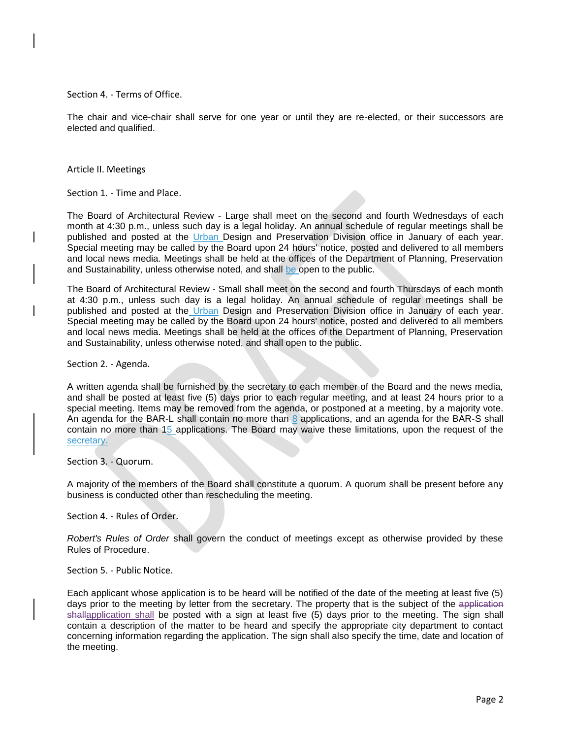Section 4. - Terms of Office.

The chair and vice-chair shall serve for one year or until they are re-elected, or their successors are elected and qualified.

## Article II. Meetings

Section 1. - Time and Place.

The Board of Architectural Review - Large shall meet on the second and fourth Wednesdays of each month at 4:30 p.m., unless such day is a legal holiday. An annual schedule of regular meetings shall be published and posted at the Urban Design and Preservation Division office in January of each year. Special meeting may be called by the Board upon 24 hours' notice, posted and delivered to all members and local news media. Meetings shall be held at the offices of the Department of Planning, Preservation and Sustainability, unless otherwise noted, and shall be open to the public.

The Board of Architectural Review - Small shall meet on the second and fourth Thursdays of each month at 4:30 p.m., unless such day is a legal holiday. An annual schedule of regular meetings shall be published and posted at the Urban Design and Preservation Division office in January of each year. Special meeting may be called by the Board upon 24 hours' notice, posted and delivered to all members and local news media. Meetings shall be held at the offices of the Department of Planning, Preservation and Sustainability, unless otherwise noted, and shall open to the public.

Section 2. - Agenda.

A written agenda shall be furnished by the secretary to each member of the Board and the news media, and shall be posted at least five (5) days prior to each regular meeting, and at least 24 hours prior to a special meeting. Items may be removed from the agenda, or postponed at a meeting, by a majority vote. An agenda for the BAR-L shall contain no more than 8 applications, and an agenda for the BAR-S shall contain no more than 15 applications. The Board may waive these limitations, upon the request of the secretary.

Section 3. - Quorum.

A majority of the members of the Board shall constitute a quorum. A quorum shall be present before any business is conducted other than rescheduling the meeting.

Section 4. - Rules of Order.

*Robert's Rules of Order* shall govern the conduct of meetings except as otherwise provided by these Rules of Procedure.

Section 5. - Public Notice.

Each applicant whose application is to be heard will be notified of the date of the meeting at least five (5) days prior to the meeting by letter from the secretary. The property that is the subject of the ~~application shall~~application shall be posted with a sign at least five (5) days prior to the meeting. The sign shall contain a description of the matter to be heard and specify the appropriate city department to contact concerning information regarding the application. The sign shall also specify the time, date and location of the meeting.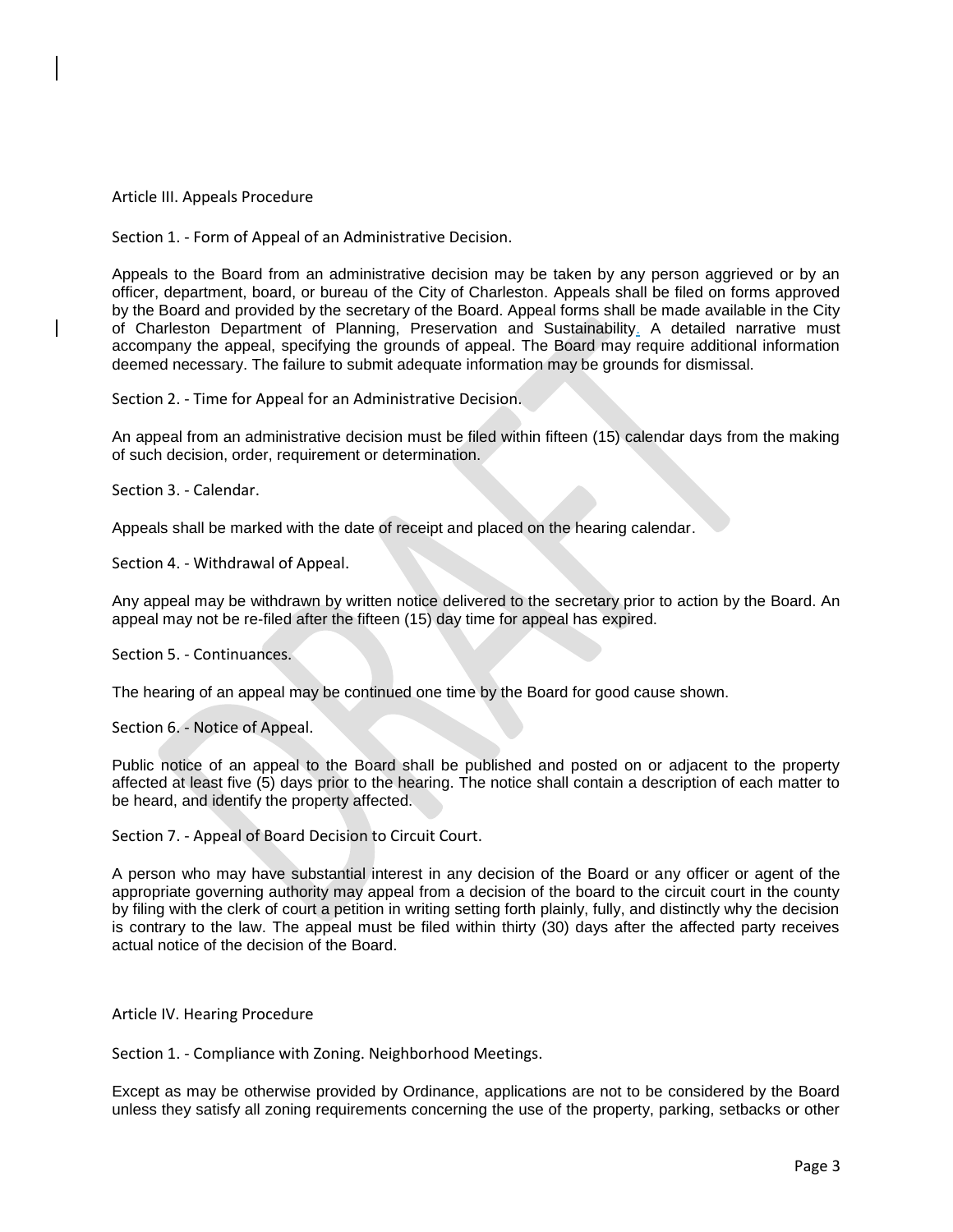## Article III. Appeals Procedure

### Section 1. - Form of Appeal of an Administrative Decision.

Appeals to the Board from an administrative decision may be taken by any person aggrieved or by an officer, department, board, or bureau of the City of Charleston. Appeals shall be filed on forms approved by the Board and provided by the secretary of the Board. Appeal forms shall be made available in the City of Charleston Department of Planning, Preservation and Sustainability. A detailed narrative must accompany the appeal, specifying the grounds of appeal. The Board may require additional information deemed necessary. The failure to submit adequate information may be grounds for dismissal.

### Section 2. - Time for Appeal for an Administrative Decision.

An appeal from an administrative decision must be filed within fifteen (15) calendar days from the making of such decision, order, requirement or determination.

### Section 3. - Calendar.

Appeals shall be marked with the date of receipt and placed on the hearing calendar.

### Section 4. - Withdrawal of Appeal.

Any appeal may be withdrawn by written notice delivered to the secretary prior to action by the Board. An appeal may not be re-filed after the fifteen (15) day time for appeal has expired.

### Section 5. - Continuances.

The hearing of an appeal may be continued one time by the Board for good cause shown.

### Section 6. - Notice of Appeal.

Public notice of an appeal to the Board shall be published and posted on or adjacent to the property affected at least five (5) days prior to the hearing. The notice shall contain a description of each matter to be heard, and identify the property affected.

### Section 7. - Appeal of Board Decision to Circuit Court.

A person who may have substantial interest in any decision of the Board or any officer or agent of the appropriate governing authority may appeal from a decision of the board to the circuit court in the county by filing with the clerk of court a petition in writing setting forth plainly, fully, and distinctly why the decision is contrary to the law. The appeal must be filed within thirty (30) days after the affected party receives actual notice of the decision of the Board.

## Article IV. Hearing Procedure

### Section 1. - Compliance with Zoning. Neighborhood Meetings.

Except as may be otherwise provided by Ordinance, applications are not to be considered by the Board unless they satisfy all zoning requirements concerning the use of the property, parking, setbacks or other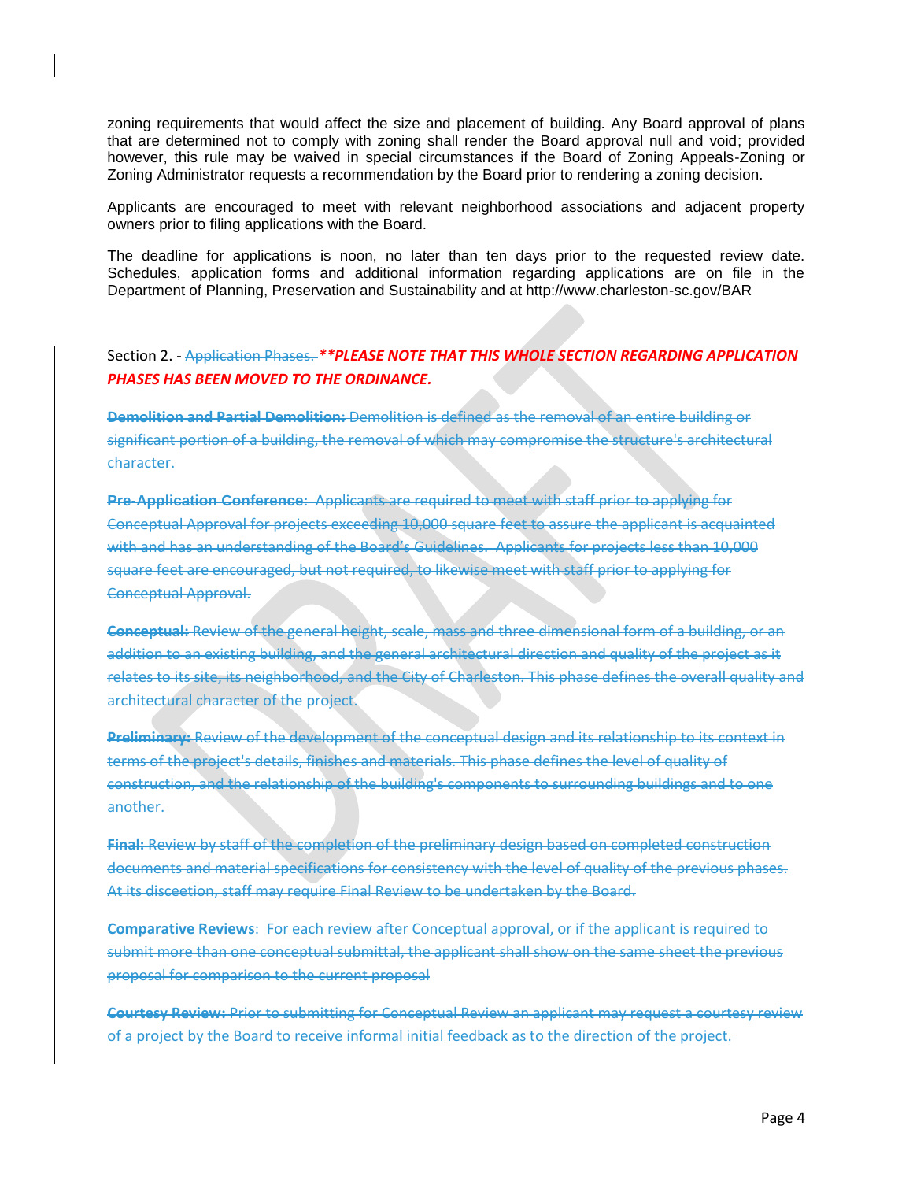zoning requirements that would affect the size and placement of building. Any Board approval of plans that are determined not to comply with zoning shall render the Board approval null and void; provided however, this rule may be waived in special circumstances if the Board of Zoning Appeals-Zoning or Zoning Administrator requests a recommendation by the Board prior to rendering a zoning decision.

Applicants are encouraged to meet with relevant neighborhood associations and adjacent property owners prior to filing applications with the Board.

The deadline for applications is noon, no later than ten days prior to the requested review date. Schedules, application forms and additional information regarding applications are on file in the Department of Planning, Preservation and Sustainability and at http://www.charleston-sc.gov/BAR

Section 2. - ~~Application Phases.~~ ***\*\*PLEASE NOTE THAT THIS WHOLE SECTION REGARDING APPLICATION PHASES HAS BEEN MOVED TO THE ORDINANCE.***

~~**Demolition and Partial Demolition:** Demolition is defined as the removal of an entire building or significant portion of a building, the removal of which may compromise the structure's architectural character.~~

~~**Pre-Application Conference**: Applicants are required to meet with staff prior to applying for Conceptual Approval for projects exceeding 10,000 square feet to assure the applicant is acquainted with and has an understanding of the Board's Guidelines. Applicants for projects less than 10,000 square feet are encouraged, but not required, to likewise meet with staff prior to applying for Conceptual Approval.~~

~~**Conceptual:** Review of the general height, scale, mass and three dimensional form of a building, or an addition to an existing building, and the general architectural direction and quality of the project as it relates to its site, its neighborhood, and the City of Charleston. This phase defines the overall quality and architectural character of the project.~~

~~**Preliminary:** Review of the development of the conceptual design and its relationship to its context in terms of the project's details, finishes and materials. This phase defines the level of quality of construction, and the relationship of the building's components to surrounding buildings and to one another.~~

~~**Final:** Review by staff of the completion of the preliminary design based on completed construction documents and material specifications for consistency with the level of quality of the previous phases. At its disceetion, staff may require Final Review to be undertaken by the Board.~~

~~**Comparative Reviews**: For each review after Conceptual approval, or if the applicant is required to submit more than one conceptual submittal, the applicant shall show on the same sheet the previous proposal for comparison to the current proposal~~

~~**Courtesy Review:** Prior to submitting for Conceptual Review an applicant may request a courtesy review of a project by the Board to receive informal initial feedback as to the direction of the project.~~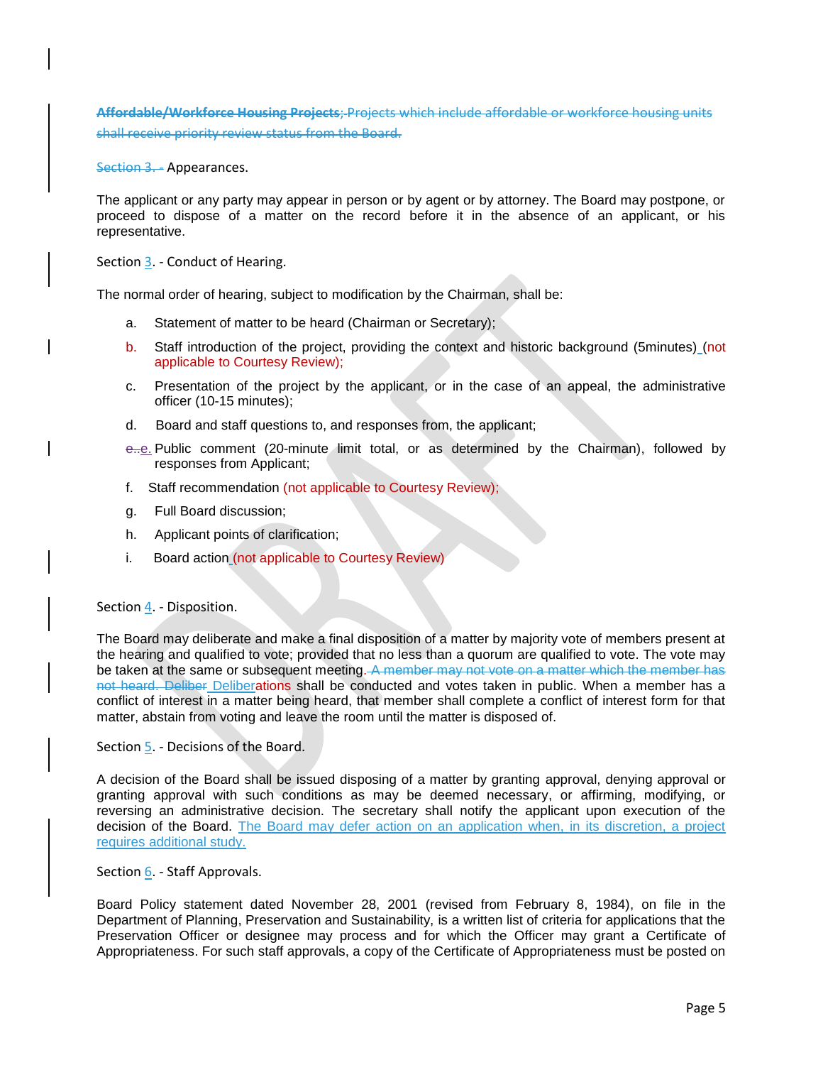~~**Affordable/Workforce Housing Projects**; Projects which include affordable or workforce housing units shall receive priority review status from the Board.~~

~~Section 3. -~~ Appearances.

The applicant or any party may appear in person or by agent or by attorney. The Board may postpone, or proceed to dispose of a matter on the record before it in the absence of an applicant, or his representative.

Section 3. - Conduct of Hearing.

The normal order of hearing, subject to modification by the Chairman, shall be:

a. Statement of matter to be heard (Chairman or Secretary);

b. Staff introduction of the project, providing the context and historic background (5minutes) (not applicable to Courtesy Review);

c. Presentation of the project by the applicant, or in the case of an appeal, the administrative officer (10-15 minutes);

d. Board and staff questions to, and responses from, the applicant;

e. Public comment (20-minute limit total, or as determined by the Chairman), followed by responses from Applicant;

f. Staff recommendation (not applicable to Courtesy Review);

g. Full Board discussion;

h. Applicant points of clarification;

i. Board action (not applicable to Courtesy Review)

Section 4. - Disposition.

The Board may deliberate and make a final disposition of a matter by majority vote of members present at the hearing and qualified to vote; provided that no less than a quorum are qualified to vote. The vote may be taken at the same or subsequent meeting. ~~A member may not vote on a matter which the member has not heard. Deliber~~ Deliberations shall be conducted and votes taken in public. When a member has a conflict of interest in a matter being heard, that member shall complete a conflict of interest form for that matter, abstain from voting and leave the room until the matter is disposed of.

Section 5. - Decisions of the Board.

A decision of the Board shall be issued disposing of a matter by granting approval, denying approval or granting approval with such conditions as may be deemed necessary, or affirming, modifying, or reversing an administrative decision. The secretary shall notify the applicant upon execution of the decision of the Board. The Board may defer action on an application when, in its discretion, a project requires additional study.

Section 6. - Staff Approvals.

Board Policy statement dated November 28, 2001 (revised from February 8, 1984), on file in the Department of Planning, Preservation and Sustainability, is a written list of criteria for applications that the Preservation Officer or designee may process and for which the Officer may grant a Certificate of Appropriateness. For such staff approvals, a copy of the Certificate of Appropriateness must be posted on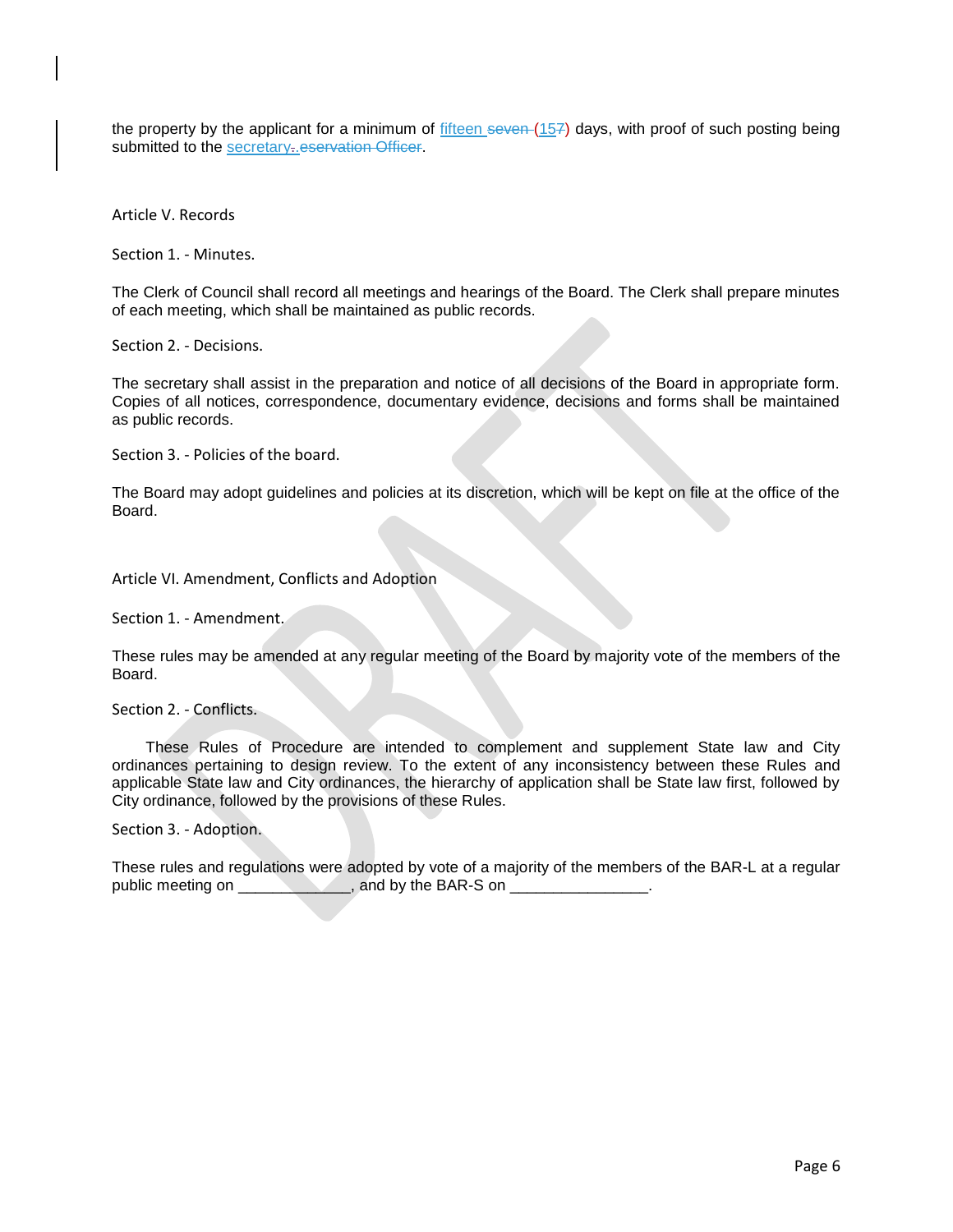the property by the applicant for a minimum of fifteen seven (157) days, with proof of such posting being submitted to the secretary..eservation Officer.

## Article V. Records

### Section 1. - Minutes.

The Clerk of Council shall record all meetings and hearings of the Board. The Clerk shall prepare minutes of each meeting, which shall be maintained as public records.

### Section 2. - Decisions.

The secretary shall assist in the preparation and notice of all decisions of the Board in appropriate form. Copies of all notices, correspondence, documentary evidence, decisions and forms shall be maintained as public records.

### Section 3. - Policies of the board.

The Board may adopt guidelines and policies at its discretion, which will be kept on file at the office of the Board.

## Article VI. Amendment, Conflicts and Adoption

### Section 1. - Amendment.

These rules may be amended at any regular meeting of the Board by majority vote of the members of the Board.

### Section 2. - Conflicts.

These Rules of Procedure are intended to complement and supplement State law and City ordinances pertaining to design review. To the extent of any inconsistency between these Rules and applicable State law and City ordinances, the hierarchy of application shall be State law first, followed by City ordinance, followed by the provisions of these Rules.

### Section 3. - Adoption.

These rules and regulations were adopted by vote of a majority of the members of the BAR-L at a regular public meeting on _____________, and by the BAR-S on ________________.